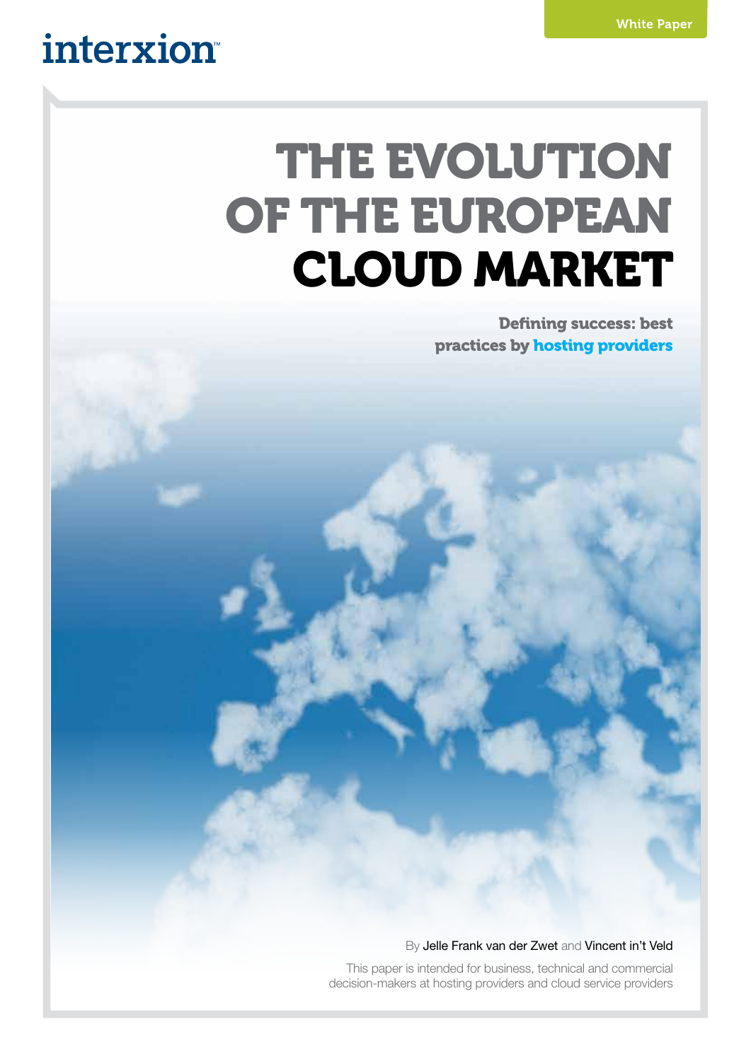interxion

White Paper

# THE EVOLUTION OF THE EUROPEAN CLOUD MARKET

## Defining success: best practices by hosting providers

By Jelle Frank van der Zwet and Vincent in't Veld

This paper is intended for business, technical and commercial decision-makers at hosting providers and cloud service providers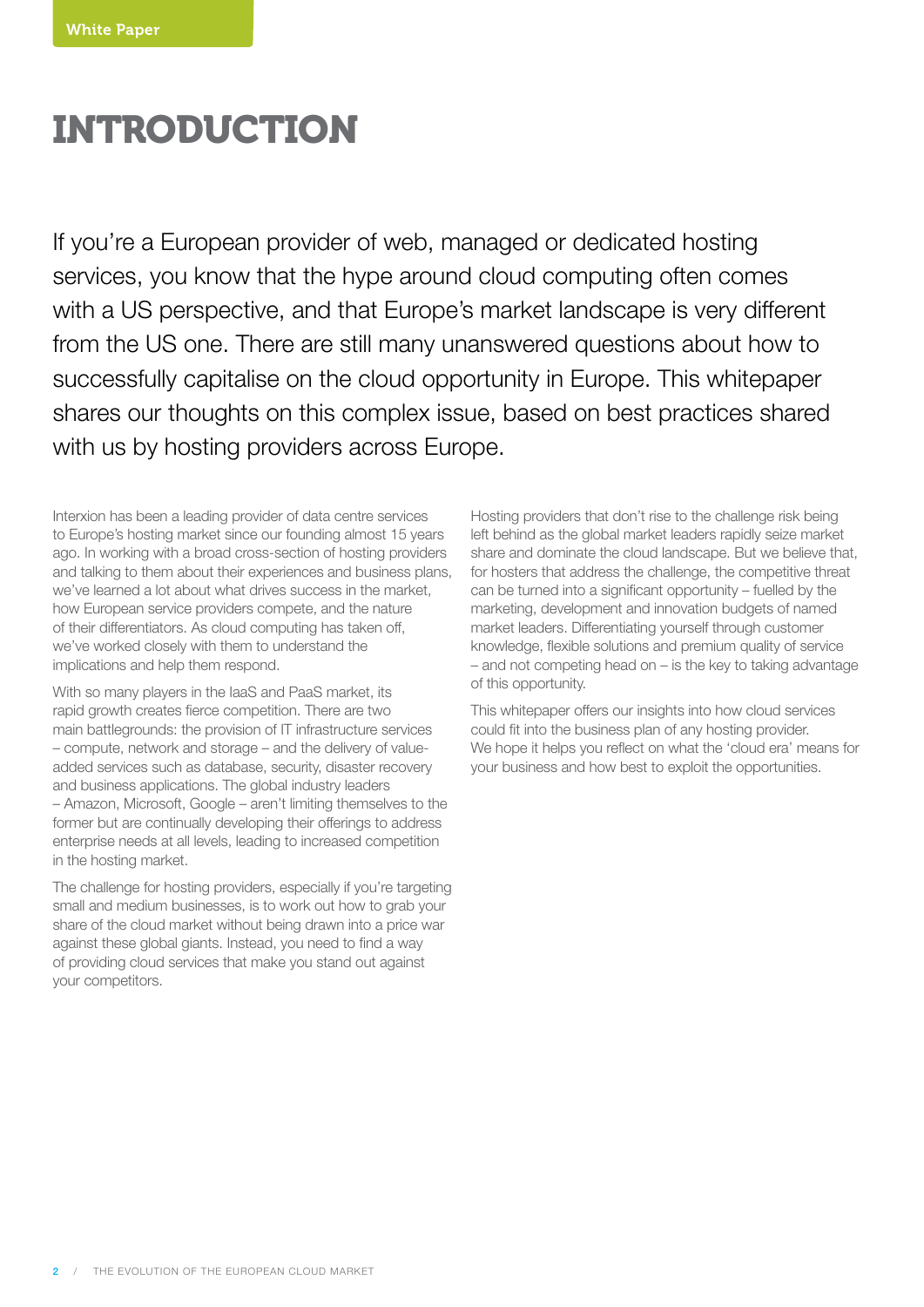# INTRODUCTION

If you're a European provider of web, managed or dedicated hosting services, you know that the hype around cloud computing often comes with a US perspective, and that Europe's market landscape is very different from the US one. There are still many unanswered questions about how to successfully capitalise on the cloud opportunity in Europe. This whitepaper shares our thoughts on this complex issue, based on best practices shared with us by hosting providers across Europe.

Interxion has been a leading provider of data centre services to Europe's hosting market since our founding almost 15 years ago. In working with a broad cross-section of hosting providers and talking to them about their experiences and business plans, we've learned a lot about what drives success in the market, how European service providers compete, and the nature of their differentiators. As cloud computing has taken off, we've worked closely with them to understand the implications and help them respond.

With so many players in the IaaS and PaaS market, its rapid growth creates fierce competition. There are two main battlegrounds: the provision of IT infrastructure services – compute, network and storage – and the delivery of value-added services such as database, security, disaster recovery and business applications. The global industry leaders – Amazon, Microsoft, Google – aren't limiting themselves to the former but are continually developing their offerings to address enterprise needs at all levels, leading to increased competition in the hosting market.

The challenge for hosting providers, especially if you're targeting small and medium businesses, is to work out how to grab your share of the cloud market without being drawn into a price war against these global giants. Instead, you need to find a way of providing cloud services that make you stand out against your competitors.

Hosting providers that don't rise to the challenge risk being left behind as the global market leaders rapidly seize market share and dominate the cloud landscape. But we believe that, for hosters that address the challenge, the competitive threat can be turned into a significant opportunity – fuelled by the marketing, development and innovation budgets of named market leaders. Differentiating yourself through customer knowledge, flexible solutions and premium quality of service – and not competing head on – is the key to taking advantage of this opportunity.

This whitepaper offers our insights into how cloud services could fit into the business plan of any hosting provider. We hope it helps you reflect on what the 'cloud era' means for your business and how best to exploit the opportunities.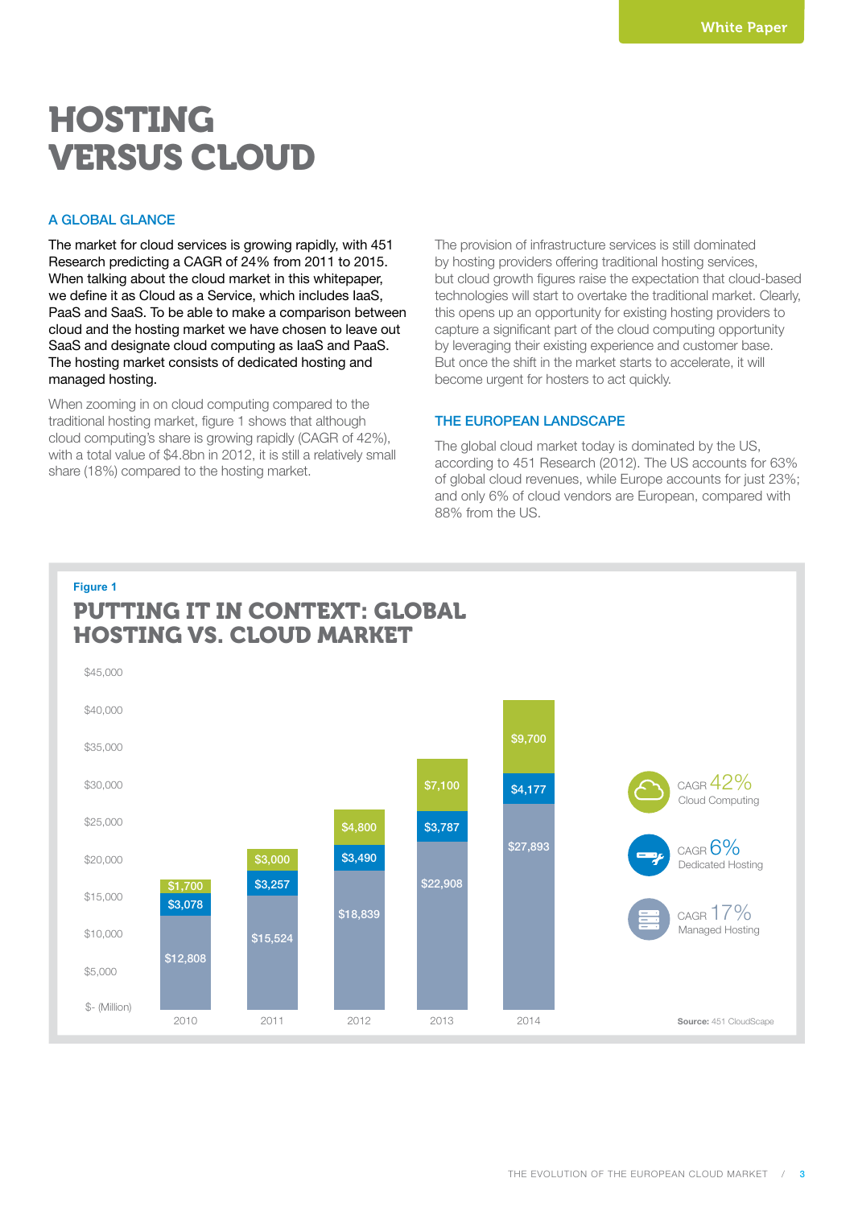# HOSTING VERSUS CLOUD

## A GLOBAL GLANCE

The market for cloud services is growing rapidly, with 451 Research predicting a CAGR of 24% from 2011 to 2015. When talking about the cloud market in this whitepaper, we define it as Cloud as a Service, which includes IaaS, PaaS and SaaS. To be able to make a comparison between cloud and the hosting market we have chosen to leave out SaaS and designate cloud computing as IaaS and PaaS. The hosting market consists of dedicated hosting and managed hosting.

When zooming in on cloud computing compared to the traditional hosting market, figure 1 shows that although cloud computing's share is growing rapidly (CAGR of 42%), with a total value of $4.8bn in 2012, it is still a relatively small share (18%) compared to the hosting market.

The provision of infrastructure services is still dominated by hosting providers offering traditional hosting services, but cloud growth figures raise the expectation that cloud-based technologies will start to overtake the traditional market. Clearly, this opens up an opportunity for existing hosting providers to capture a significant part of the cloud computing opportunity by leveraging their existing experience and customer base. But once the shift in the market starts to accelerate, it will become urgent for hosters to act quickly.

## THE EUROPEAN LANDSCAPE

The global cloud market today is dominated by the US, according to 451 Research (2012). The US accounts for 63% of global cloud revenues, while Europe accounts for just 23%; and only 6% of cloud vendors are European, compared with 88% from the US.

Figure 1

### PUTTING IT IN CONTEXT: GLOBAL HOSTING VS. CLOUD MARKET

| $ (Million) | 2010 | 2011 | 2012 | 2013 | 2014 |
|---|---|---|---|---|---|
| Cloud Computing (CAGR 42%) | $1,700 | $3,000 | $4,800 | $7,100 | $9,700 |
| Dedicated Hosting (CAGR 6%) | $3,078 | $3,257 | $3,490 | $3,787 | $4,177 |
| Managed Hosting (CAGR 17%) | $12,808 | $15,524 | $18,839 | $22,908 | $27,893 |

**Source:** 451 CloudScape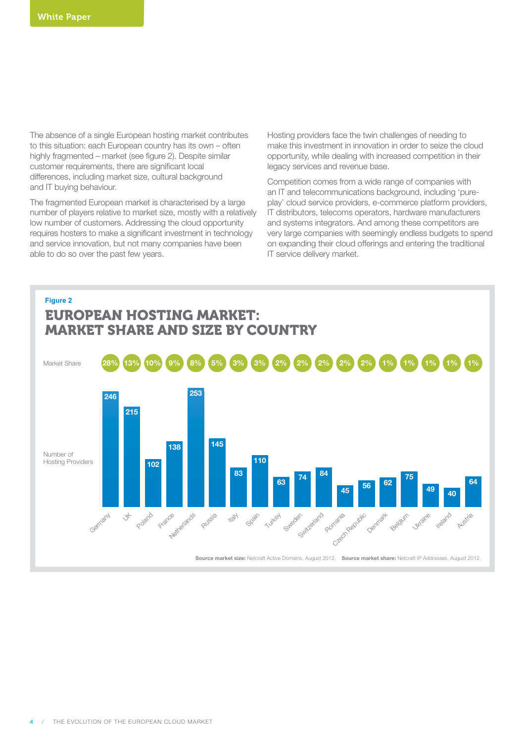The absence of a single European hosting market contributes to this situation: each European country has its own – often highly fragmented – market (see figure 2). Despite similar customer requirements, there are significant local differences, including market size, cultural background and IT buying behaviour.

The fragmented European market is characterised by a large number of players relative to market size, mostly with a relatively low number of customers. Addressing the cloud opportunity requires hosters to make a significant investment in technology and service innovation, but not many companies have been able to do so over the past few years.

Hosting providers face the twin challenges of needing to make this investment in innovation in order to seize the cloud opportunity, while dealing with increased competition in their legacy services and revenue base.

Competition comes from a wide range of companies with an IT and telecommunications background, including 'pure-play' cloud service providers, e-commerce platform providers, IT distributors, telecoms operators, hardware manufacturers and systems integrators. And among these competitors are very large companies with seemingly endless budgets to spend on expanding their cloud offerings and entering the traditional IT service delivery market.

Figure 2

## EUROPEAN HOSTING MARKET: MARKET SHARE AND SIZE BY COUNTRY

| Country | Market Share | Number of Hosting Providers |
|---|---|---|
| Germany | 28% | 246 |
| UK | 13% | 215 |
| Poland | 10% | 102 |
| France | 9% | 138 |
| Netherlands | 8% | 253 |
| Russia | 5% | 145 |
| Italy | 3% | 83 |
| Spain | 3% | 110 |
| Turkey | 2% | 63 |
| Sweden | 2% | 74 |
| Switzerland | 2% | 84 |
| Romania | 2% | 45 |
| Czech Republic | 2% | 56 |
| Denmark | 1% | 62 |
| Belgium | 1% | 75 |
| Ukraine | 1% | 49 |
| Ireland | 1% | 40 |
| Austria | 1% | 64 |

**Source market size:** Netcraft Active Domains, August 2012. **Source market share:** Netcraft IP Addresses, August 2012.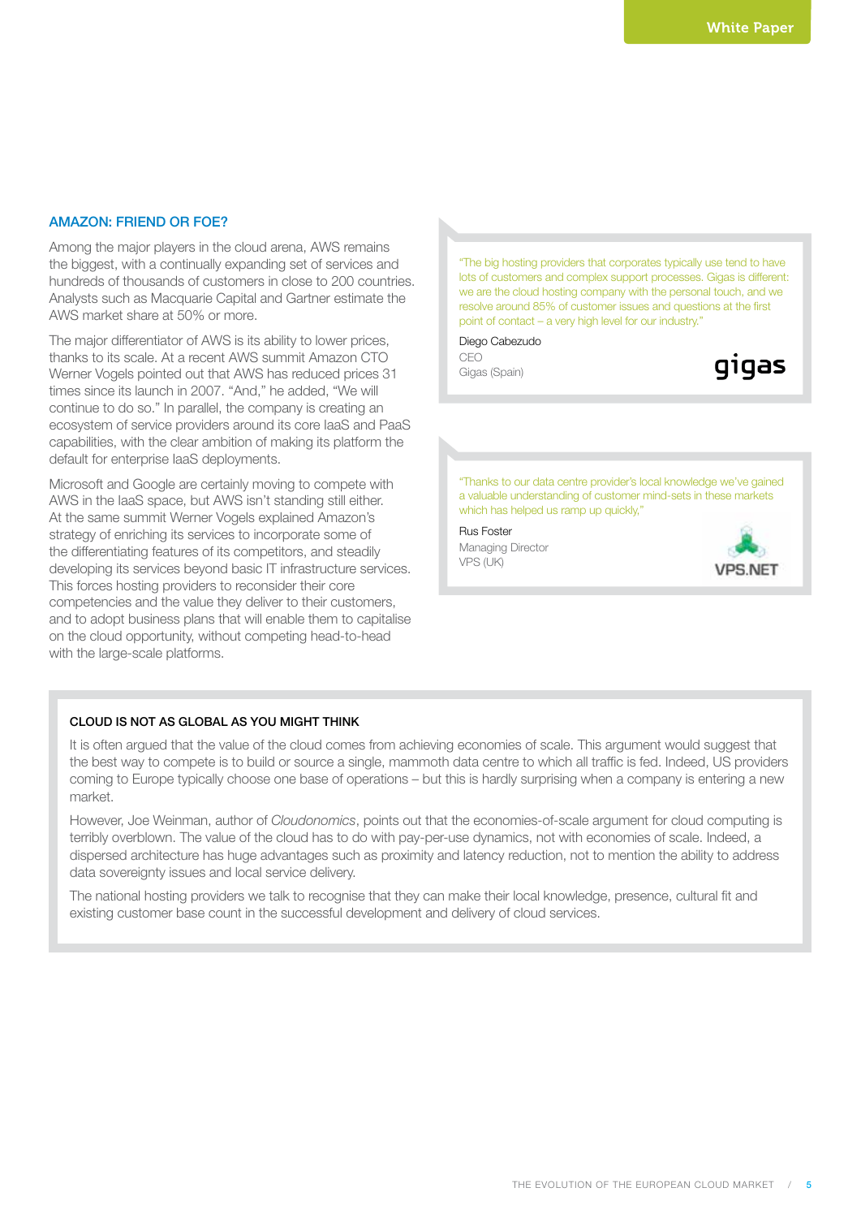## AMAZON: FRIEND OR FOE?

Among the major players in the cloud arena, AWS remains the biggest, with a continually expanding set of services and hundreds of thousands of customers in close to 200 countries. Analysts such as Macquarie Capital and Gartner estimate the AWS market share at 50% or more.

The major differentiator of AWS is its ability to lower prices, thanks to its scale. At a recent AWS summit Amazon CTO Werner Vogels pointed out that AWS has reduced prices 31 times since its launch in 2007. "And," he added, "We will continue to do so." In parallel, the company is creating an ecosystem of service providers around its core IaaS and PaaS capabilities, with the clear ambition of making its platform the default for enterprise IaaS deployments.

Microsoft and Google are certainly moving to compete with AWS in the IaaS space, but AWS isn't standing still either. At the same summit Werner Vogels explained Amazon's strategy of enriching its services to incorporate some of the differentiating features of its competitors, and steadily developing its services beyond basic IT infrastructure services. This forces hosting providers to reconsider their core competencies and the value they deliver to their customers, and to adopt business plans that will enable them to capitalise on the cloud opportunity, without competing head-to-head with the large-scale platforms.

> "The big hosting providers that corporates typically use tend to have lots of customers and complex support processes. Gigas is different: we are the cloud hosting company with the personal touch, and we resolve around 85% of customer issues and questions at the first point of contact – a very high level for our industry."
>
> Diego Cabezudo
> CEO
> Gigas (Spain)

> "Thanks to our data centre provider's local knowledge we've gained a valuable understanding of customer mind-sets in these markets which has helped us ramp up quickly."
>
> Rus Foster
> Managing Director
> VPS (UK)

### CLOUD IS NOT AS GLOBAL AS YOU MIGHT THINK

It is often argued that the value of the cloud comes from achieving economies of scale. This argument would suggest that the best way to compete is to build or source a single, mammoth data centre to which all traffic is fed. Indeed, US providers coming to Europe typically choose one base of operations – but this is hardly surprising when a company is entering a new market.

However, Joe Weinman, author of *Cloudonomics*, points out that the economies-of-scale argument for cloud computing is terribly overblown. The value of the cloud has to do with pay-per-use dynamics, not with economies of scale. Indeed, a dispersed architecture has huge advantages such as proximity and latency reduction, not to mention the ability to address data sovereignty issues and local service delivery.

The national hosting providers we talk to recognise that they can make their local knowledge, presence, cultural fit and existing customer base count in the successful development and delivery of cloud services.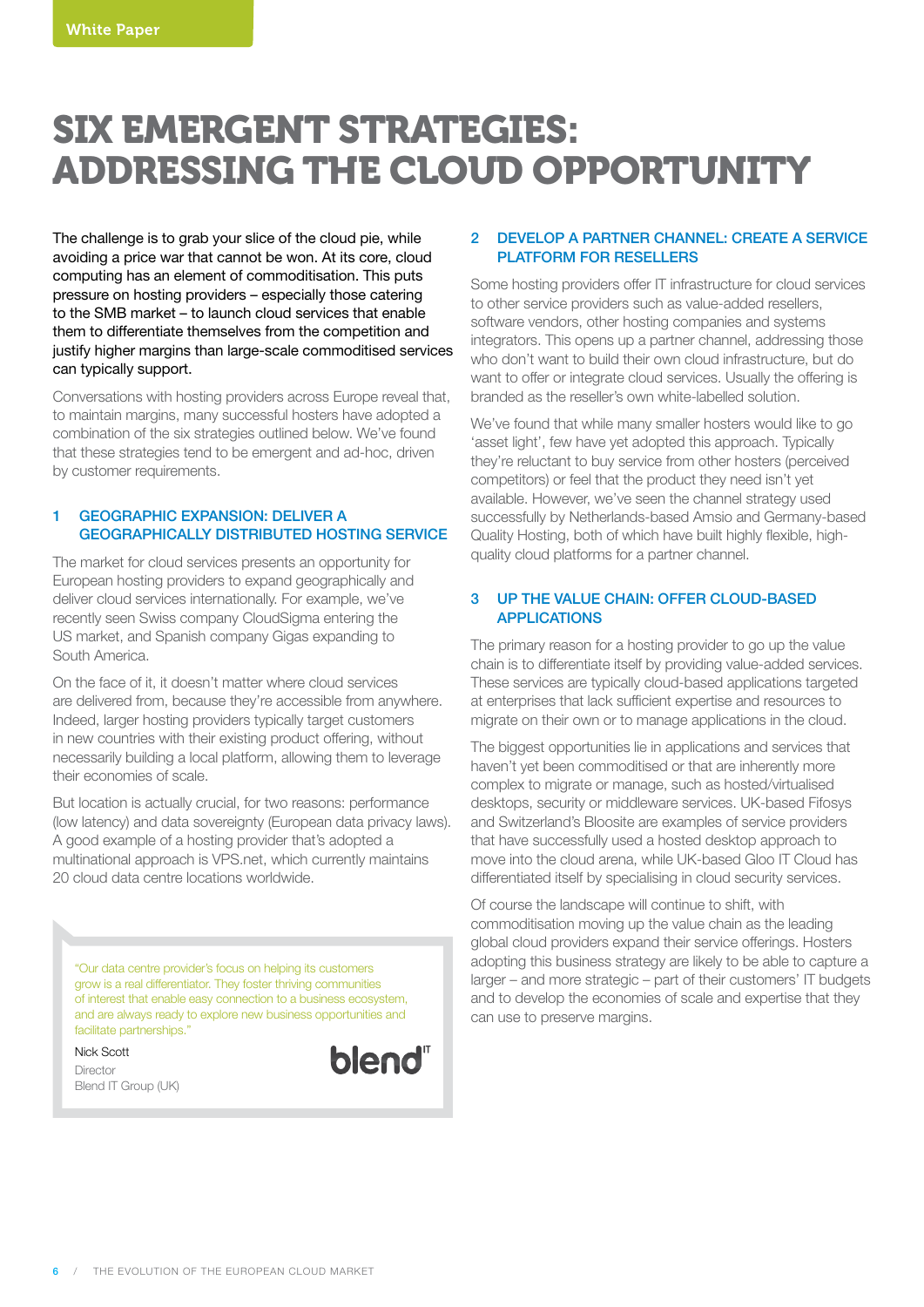White Paper

# SIX EMERGENT STRATEGIES: ADDRESSING THE CLOUD OPPORTUNITY

The challenge is to grab your slice of the cloud pie, while avoiding a price war that cannot be won. At its core, cloud computing has an element of commoditisation. This puts pressure on hosting providers – especially those catering to the SMB market – to launch cloud services that enable them to differentiate themselves from the competition and justify higher margins than large-scale commoditised services can typically support.

Conversations with hosting providers across Europe reveal that, to maintain margins, many successful hosters have adopted a combination of the six strategies outlined below. We've found that these strategies tend to be emergent and ad-hoc, driven by customer requirements.

## 1 GEOGRAPHIC EXPANSION: DELIVER A GEOGRAPHICALLY DISTRIBUTED HOSTING SERVICE

The market for cloud services presents an opportunity for European hosting providers to expand geographically and deliver cloud services internationally. For example, we've recently seen Swiss company CloudSigma entering the US market, and Spanish company Gigas expanding to South America.

On the face of it, it doesn't matter where cloud services are delivered from, because they're accessible from anywhere. Indeed, larger hosting providers typically target customers in new countries with their existing product offering, without necessarily building a local platform, allowing them to leverage their economies of scale.

But location is actually crucial, for two reasons: performance (low latency) and data sovereignty (European data privacy laws). A good example of a hosting provider that's adopted a multinational approach is VPS.net, which currently maintains 20 cloud data centre locations worldwide.

> "Our data centre provider's focus on helping its customers grow is a real differentiator. They foster thriving communities of interest that enable easy connection to a business ecosystem, and are always ready to explore new business opportunities and facilitate partnerships."
>
> Nick Scott
> Director
> Blend IT Group (UK)

## 2 DEVELOP A PARTNER CHANNEL: CREATE A SERVICE PLATFORM FOR RESELLERS

Some hosting providers offer IT infrastructure for cloud services to other service providers such as value-added resellers, software vendors, other hosting companies and systems integrators. This opens up a partner channel, addressing those who don't want to build their own cloud infrastructure, but do want to offer or integrate cloud services. Usually the offering is branded as the reseller's own white-labelled solution.

We've found that while many smaller hosters would like to go 'asset light', few have yet adopted this approach. Typically they're reluctant to buy service from other hosters (perceived competitors) or feel that the product they need isn't yet available. However, we've seen the channel strategy used successfully by Netherlands-based Amsio and Germany-based Quality Hosting, both of which have built highly flexible, high-quality cloud platforms for a partner channel.

## 3 UP THE VALUE CHAIN: OFFER CLOUD-BASED APPLICATIONS

The primary reason for a hosting provider to go up the value chain is to differentiate itself by providing value-added services. These services are typically cloud-based applications targeted at enterprises that lack sufficient expertise and resources to migrate on their own or to manage applications in the cloud.

The biggest opportunities lie in applications and services that haven't yet been commoditised or that are inherently more complex to migrate or manage, such as hosted/virtualised desktops, security or middleware services. UK-based Fifosys and Switzerland's Bloosite are examples of service providers that have successfully used a hosted desktop approach to move into the cloud arena, while UK-based Gloo IT Cloud has differentiated itself by specialising in cloud security services.

Of course the landscape will continue to shift, with commoditisation moving up the value chain as the leading global cloud providers expand their service offerings. Hosters adopting this business strategy are likely to be able to capture a larger – and more strategic – part of their customers' IT budgets and to develop the economies of scale and expertise that they can use to preserve margins.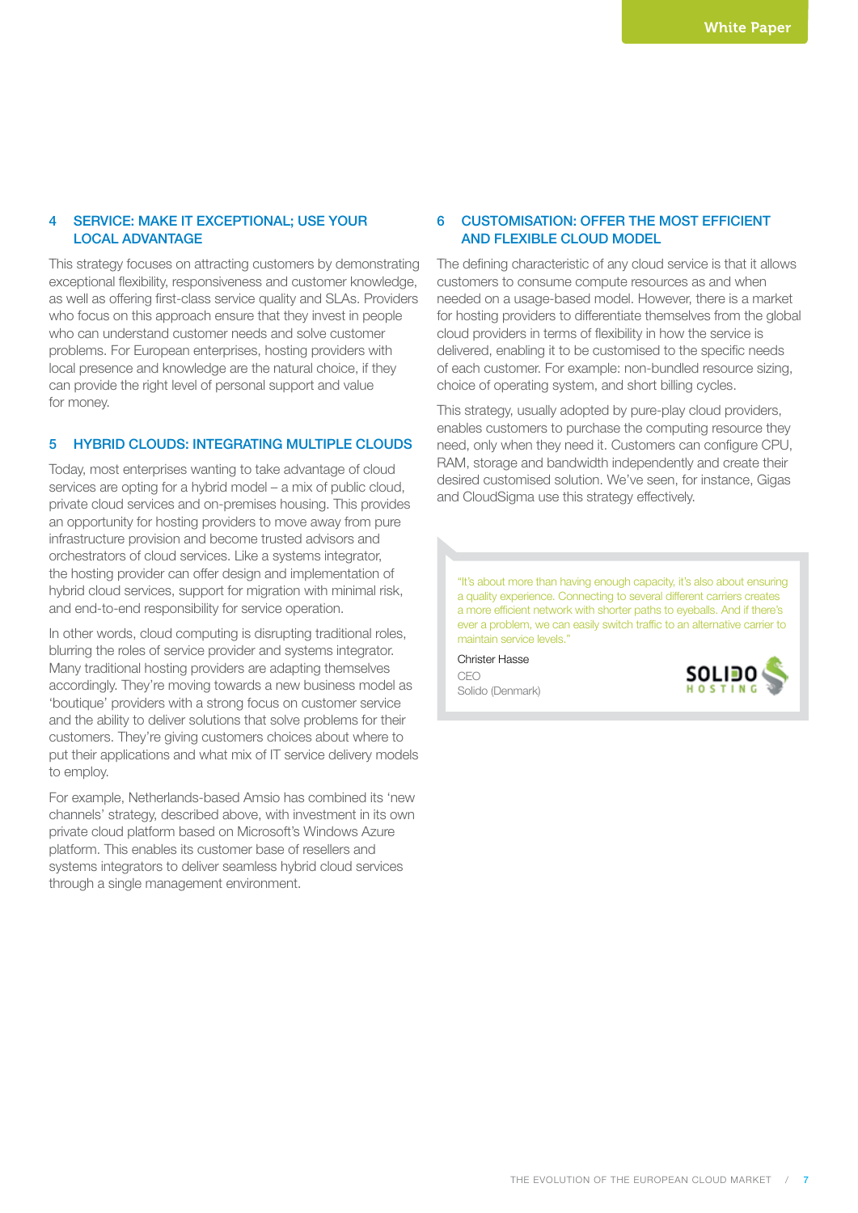## 4 SERVICE: MAKE IT EXCEPTIONAL; USE YOUR LOCAL ADVANTAGE

This strategy focuses on attracting customers by demonstrating exceptional flexibility, responsiveness and customer knowledge, as well as offering first-class service quality and SLAs. Providers who focus on this approach ensure that they invest in people who can understand customer needs and solve customer problems. For European enterprises, hosting providers with local presence and knowledge are the natural choice, if they can provide the right level of personal support and value for money.

## 5 HYBRID CLOUDS: INTEGRATING MULTIPLE CLOUDS

Today, most enterprises wanting to take advantage of cloud services are opting for a hybrid model – a mix of public cloud, private cloud services and on-premises housing. This provides an opportunity for hosting providers to move away from pure infrastructure provision and become trusted advisors and orchestrators of cloud services. Like a systems integrator, the hosting provider can offer design and implementation of hybrid cloud services, support for migration with minimal risk, and end-to-end responsibility for service operation.

In other words, cloud computing is disrupting traditional roles, blurring the roles of service provider and systems integrator. Many traditional hosting providers are adapting themselves accordingly. They're moving towards a new business model as 'boutique' providers with a strong focus on customer service and the ability to deliver solutions that solve problems for their customers. They're giving customers choices about where to put their applications and what mix of IT service delivery models to employ.

For example, Netherlands-based Amsio has combined its 'new channels' strategy, described above, with investment in its own private cloud platform based on Microsoft's Windows Azure platform. This enables its customer base of resellers and systems integrators to deliver seamless hybrid cloud services through a single management environment.

## 6 CUSTOMISATION: OFFER THE MOST EFFICIENT AND FLEXIBLE CLOUD MODEL

The defining characteristic of any cloud service is that it allows customers to consume compute resources as and when needed on a usage-based model. However, there is a market for hosting providers to differentiate themselves from the global cloud providers in terms of flexibility in how the service is delivered, enabling it to be customised to the specific needs of each customer. For example: non-bundled resource sizing, choice of operating system, and short billing cycles.

This strategy, usually adopted by pure-play cloud providers, enables customers to purchase the computing resource they need, only when they need it. Customers can configure CPU, RAM, storage and bandwidth independently and create their desired customised solution. We've seen, for instance, Gigas and CloudSigma use this strategy effectively.

> "It's about more than having enough capacity, it's also about ensuring a quality experience. Connecting to several different carriers creates a more efficient network with shorter paths to eyeballs. And if there's ever a problem, we can easily switch traffic to an alternative carrier to maintain service levels."
>
> Christer Hasse
> CEO
> Solido (Denmark)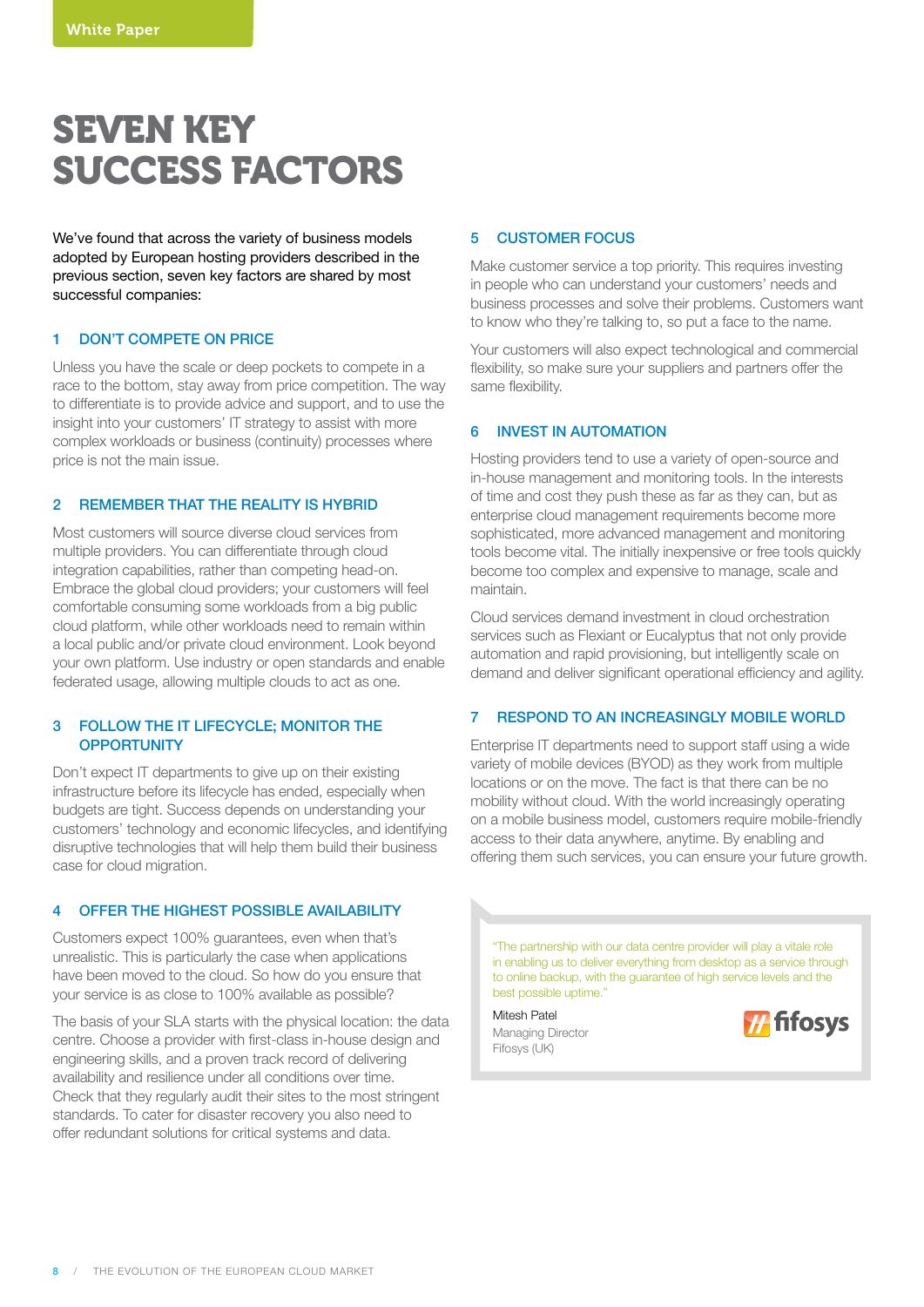White Paper

# SEVEN KEY SUCCESS FACTORS

We've found that across the variety of business models adopted by European hosting providers described in the previous section, seven key factors are shared by most successful companies:

## 1 DON'T COMPETE ON PRICE

Unless you have the scale or deep pockets to compete in a race to the bottom, stay away from price competition. The way to differentiate is to provide advice and support, and to use the insight into your customers' IT strategy to assist with more complex workloads or business (continuity) processes where price is not the main issue.

## 2 REMEMBER THAT THE REALITY IS HYBRID

Most customers will source diverse cloud services from multiple providers. You can differentiate through cloud integration capabilities, rather than competing head-on. Embrace the global cloud providers; your customers will feel comfortable consuming some workloads from a big public cloud platform, while other workloads need to remain within a local public and/or private cloud environment. Look beyond your own platform. Use industry or open standards and enable federated usage, allowing multiple clouds to act as one.

## 3 FOLLOW THE IT LIFECYCLE; MONITOR THE OPPORTUNITY

Don't expect IT departments to give up on their existing infrastructure before its lifecycle has ended, especially when budgets are tight. Success depends on understanding your customers' technology and economic lifecycles, and identifying disruptive technologies that will help them build their business case for cloud migration.

## 4 OFFER THE HIGHEST POSSIBLE AVAILABILITY

Customers expect 100% guarantees, even when that's unrealistic. This is particularly the case when applications have been moved to the cloud. So how do you ensure that your service is as close to 100% available as possible?

The basis of your SLA starts with the physical location: the data centre. Choose a provider with first-class in-house design and engineering skills, and a proven track record of delivering availability and resilience under all conditions over time. Check that they regularly audit their sites to the most stringent standards. To cater for disaster recovery you also need to offer redundant solutions for critical systems and data.

## 5 CUSTOMER FOCUS

Make customer service a top priority. This requires investing in people who can understand your customers' needs and business processes and solve their problems. Customers want to know who they're talking to, so put a face to the name.

Your customers will also expect technological and commercial flexibility, so make sure your suppliers and partners offer the same flexibility.

## 6 INVEST IN AUTOMATION

Hosting providers tend to use a variety of open-source and in-house management and monitoring tools. In the interests of time and cost they push these as far as they can, but as enterprise cloud management requirements become more sophisticated, more advanced management and monitoring tools become vital. The initially inexpensive or free tools quickly become too complex and expensive to manage, scale and maintain.

Cloud services demand investment in cloud orchestration services such as Flexiant or Eucalyptus that not only provide automation and rapid provisioning, but intelligently scale on demand and deliver significant operational efficiency and agility.

## 7 RESPOND TO AN INCREASINGLY MOBILE WORLD

Enterprise IT departments need to support staff using a wide variety of mobile devices (BYOD) as they work from multiple locations or on the move. The fact is that there can be no mobility without cloud. With the world increasingly operating on a mobile business model, customers require mobile-friendly access to their data anywhere, anytime. By enabling and offering them such services, you can ensure your future growth.

> "The partnership with our data centre provider will play a vitale role in enabling us to deliver everything from desktop as a service through to online backup, with the guarantee of high service levels and the best possible uptime."
>
> Mitesh Patel
> Managing Director
> Fifosys (UK)

fifosys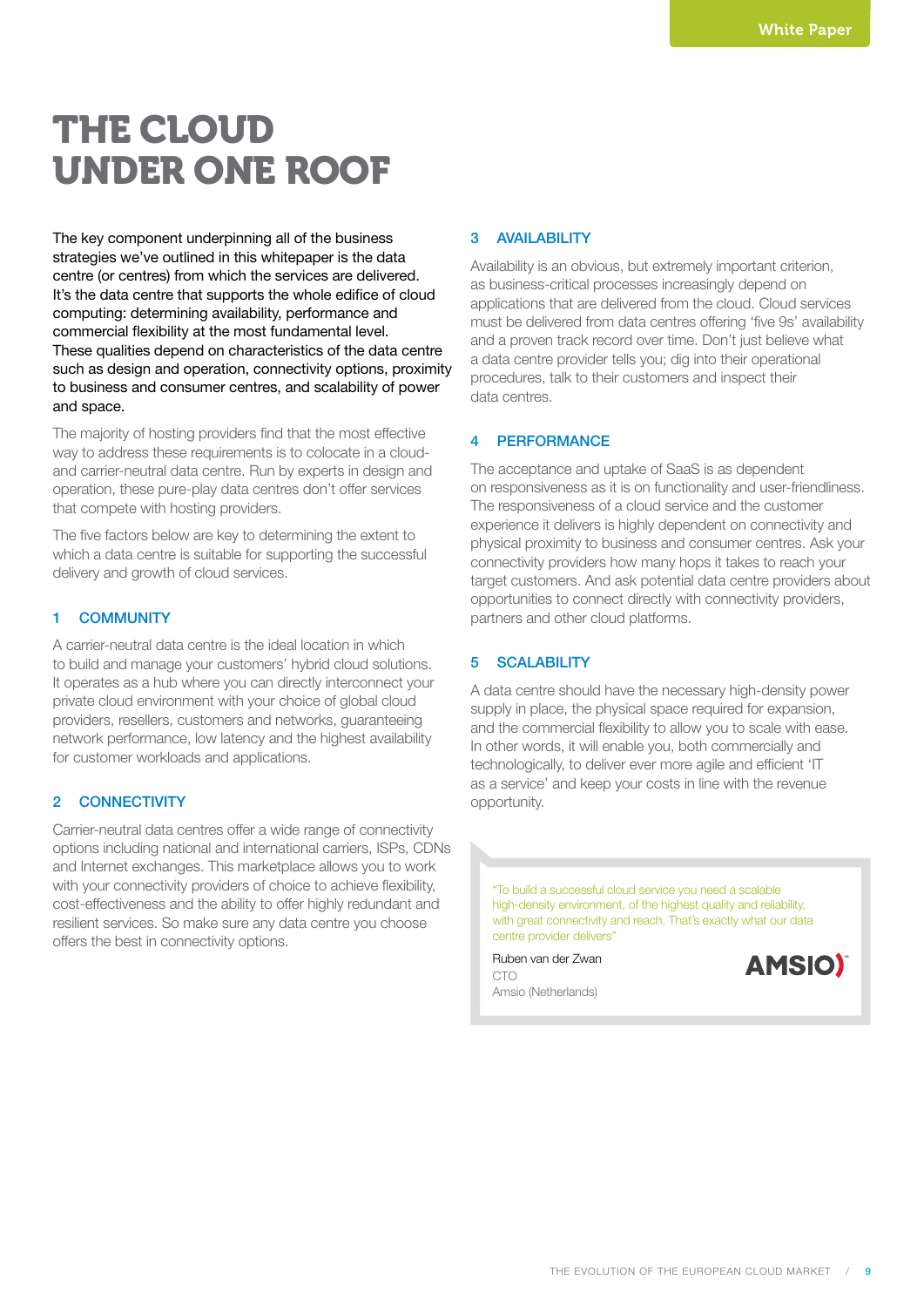# THE CLOUD UNDER ONE ROOF

The key component underpinning all of the business strategies we've outlined in this whitepaper is the data centre (or centres) from which the services are delivered. It's the data centre that supports the whole edifice of cloud computing: determining availability, performance and commercial flexibility at the most fundamental level. These qualities depend on characteristics of the data centre such as design and operation, connectivity options, proximity to business and consumer centres, and scalability of power and space.

The majority of hosting providers find that the most effective way to address these requirements is to colocate in a cloud- and carrier-neutral data centre. Run by experts in design and operation, these pure-play data centres don't offer services that compete with hosting providers.

The five factors below are key to determining the extent to which a data centre is suitable for supporting the successful delivery and growth of cloud services.

## 1 COMMUNITY

A carrier-neutral data centre is the ideal location in which to build and manage your customers' hybrid cloud solutions. It operates as a hub where you can directly interconnect your private cloud environment with your choice of global cloud providers, resellers, customers and networks, guaranteeing network performance, low latency and the highest availability for customer workloads and applications.

## 2 CONNECTIVITY

Carrier-neutral data centres offer a wide range of connectivity options including national and international carriers, ISPs, CDNs and Internet exchanges. This marketplace allows you to work with your connectivity providers of choice to achieve flexibility, cost-effectiveness and the ability to offer highly redundant and resilient services. So make sure any data centre you choose offers the best in connectivity options.

## 3 AVAILABILITY

Availability is an obvious, but extremely important criterion, as business-critical processes increasingly depend on applications that are delivered from the cloud. Cloud services must be delivered from data centres offering 'five 9s' availability and a proven track record over time. Don't just believe what a data centre provider tells you; dig into their operational procedures, talk to their customers and inspect their data centres.

## 4 PERFORMANCE

The acceptance and uptake of SaaS is as dependent on responsiveness as it is on functionality and user-friendliness. The responsiveness of a cloud service and the customer experience it delivers is highly dependent on connectivity and physical proximity to business and consumer centres. Ask your connectivity providers how many hops it takes to reach your target customers. And ask potential data centre providers about opportunities to connect directly with connectivity providers, partners and other cloud platforms.

## 5 SCALABILITY

A data centre should have the necessary high-density power supply in place, the physical space required for expansion, and the commercial flexibility to allow you to scale with ease. In other words, it will enable you, both commercially and technologically, to deliver ever more agile and efficient 'IT as a service' and keep your costs in line with the revenue opportunity.

> "To build a successful cloud service you need a scalable high-density environment, of the highest quality and reliability, with great connectivity and reach. That's exactly what our data centre provider delivers"
>
> Ruben van der Zwan
> CTO
> Amsio (Netherlands)
>
> AMSIO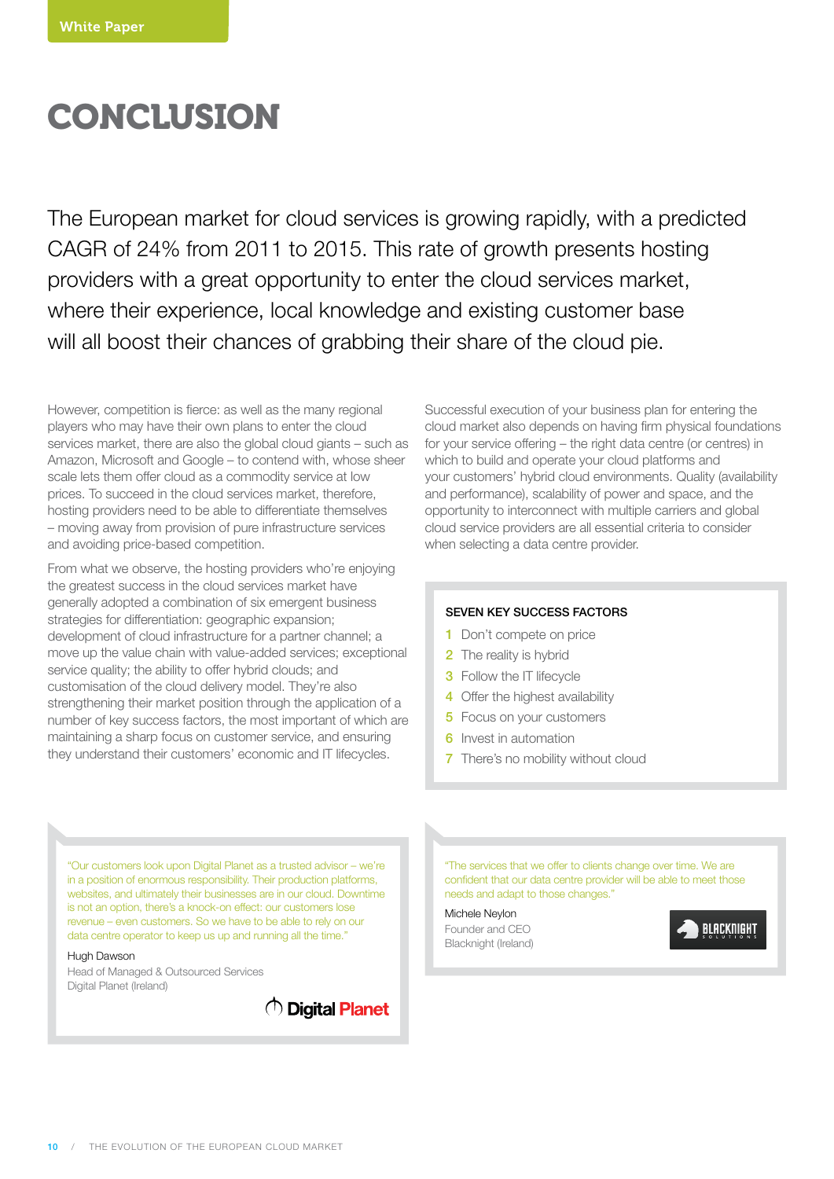# CONCLUSION

The European market for cloud services is growing rapidly, with a predicted CAGR of 24% from 2011 to 2015. This rate of growth presents hosting providers with a great opportunity to enter the cloud services market, where their experience, local knowledge and existing customer base will all boost their chances of grabbing their share of the cloud pie.

However, competition is fierce: as well as the many regional players who may have their own plans to enter the cloud services market, there are also the global cloud giants – such as Amazon, Microsoft and Google – to contend with, whose sheer scale lets them offer cloud as a commodity service at low prices. To succeed in the cloud services market, therefore, hosting providers need to be able to differentiate themselves – moving away from provision of pure infrastructure services and avoiding price-based competition.

From what we observe, the hosting providers who're enjoying the greatest success in the cloud services market have generally adopted a combination of six emergent business strategies for differentiation: geographic expansion; development of cloud infrastructure for a partner channel; a move up the value chain with value-added services; exceptional service quality; the ability to offer hybrid clouds; and customisation of the cloud delivery model. They're also strengthening their market position through the application of a number of key success factors, the most important of which are maintaining a sharp focus on customer service, and ensuring they understand their customers' economic and IT lifecycles.

Successful execution of your business plan for entering the cloud market also depends on having firm physical foundations for your service offering – the right data centre (or centres) in which to build and operate your cloud platforms and your customers' hybrid cloud environments. Quality (availability and performance), scalability of power and space, and the opportunity to interconnect with multiple carriers and global cloud service providers are all essential criteria to consider when selecting a data centre provider.

**SEVEN KEY SUCCESS FACTORS**

1. Don't compete on price
2. The reality is hybrid
3. Follow the IT lifecycle
4. Offer the highest availability
5. Focus on your customers
6. Invest in automation
7. There's no mobility without cloud

"Our customers look upon Digital Planet as a trusted advisor – we're in a position of enormous responsibility. Their production platforms, websites, and ultimately their businesses are in our cloud. Downtime is not an option, there's a knock-on effect: our customers lose revenue – even customers. So we have to be able to rely on our data centre operator to keep us up and running all the time."

Hugh Dawson
Head of Managed & Outsourced Services
Digital Planet (Ireland)

Digital Planet

"The services that we offer to clients change over time. We are confident that our data centre provider will be able to meet those needs and adapt to those changes."

Michele Neylon
Founder and CEO
Blacknight (Ireland)

BLACKNIGHT SOLUTIONS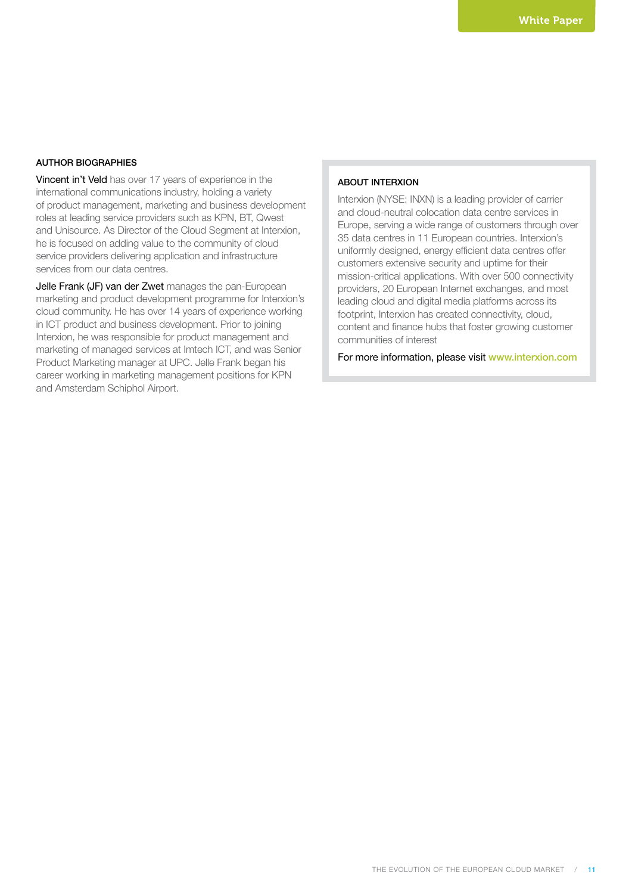## AUTHOR BIOGRAPHIES

Vincent in't Veld has over 17 years of experience in the international communications industry, holding a variety of product management, marketing and business development roles at leading service providers such as KPN, BT, Qwest and Unisource. As Director of the Cloud Segment at Interxion, he is focused on adding value to the community of cloud service providers delivering application and infrastructure services from our data centres.

Jelle Frank (JF) van der Zwet manages the pan-European marketing and product development programme for Interxion's cloud community. He has over 14 years of experience working in ICT product and business development. Prior to joining Interxion, he was responsible for product management and marketing of managed services at Imtech ICT, and was Senior Product Marketing manager at UPC. Jelle Frank began his career working in marketing management positions for KPN and Amsterdam Schiphol Airport.

## ABOUT INTERXION

Interxion (NYSE: INXN) is a leading provider of carrier and cloud-neutral colocation data centre services in Europe, serving a wide range of customers through over 35 data centres in 11 European countries. Interxion's uniformly designed, energy efficient data centres offer customers extensive security and uptime for their mission-critical applications. With over 500 connectivity providers, 20 European Internet exchanges, and most leading cloud and digital media platforms across its footprint, Interxion has created connectivity, cloud, content and finance hubs that foster growing customer communities of interest

For more information, please visit www.interxion.com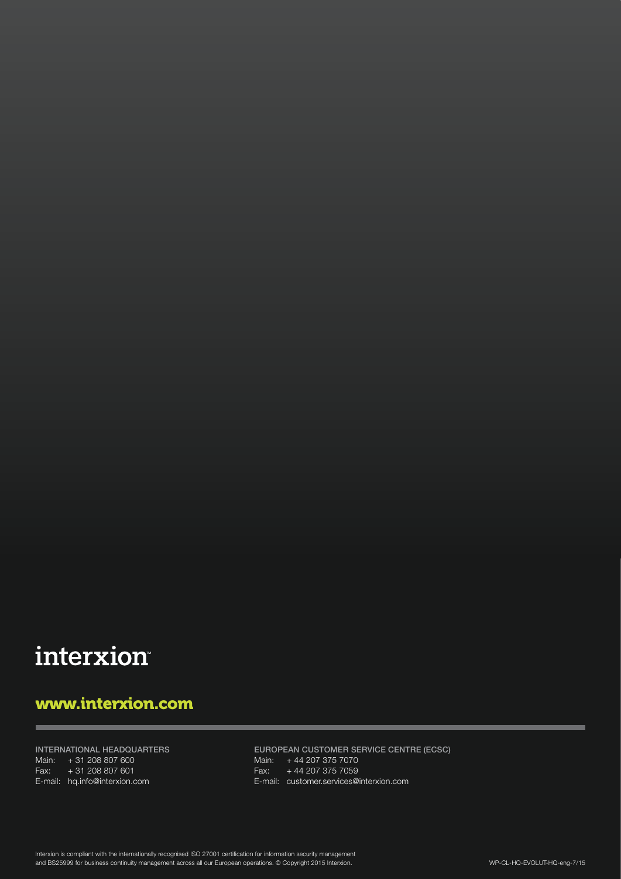interxion™

**www.interxion.com**

**INTERNATIONAL HEADQUARTERS**
Main: + 31 208 807 600
Fax: + 31 208 807 601
E-mail: hq.info@interxion.com

**EUROPEAN CUSTOMER SERVICE CENTRE (ECSC)**
Main: + 44 207 375 7070
Fax: + 44 207 375 7059
E-mail: customer.services@interxion.com

Interxion is compliant with the internationally recognised ISO 27001 certification for information security management and BS25999 for business continuity management across all our European operations. © Copyright 2015 Interxion.

WP-CL-HQ-EVOLUT-HQ-eng-7/15